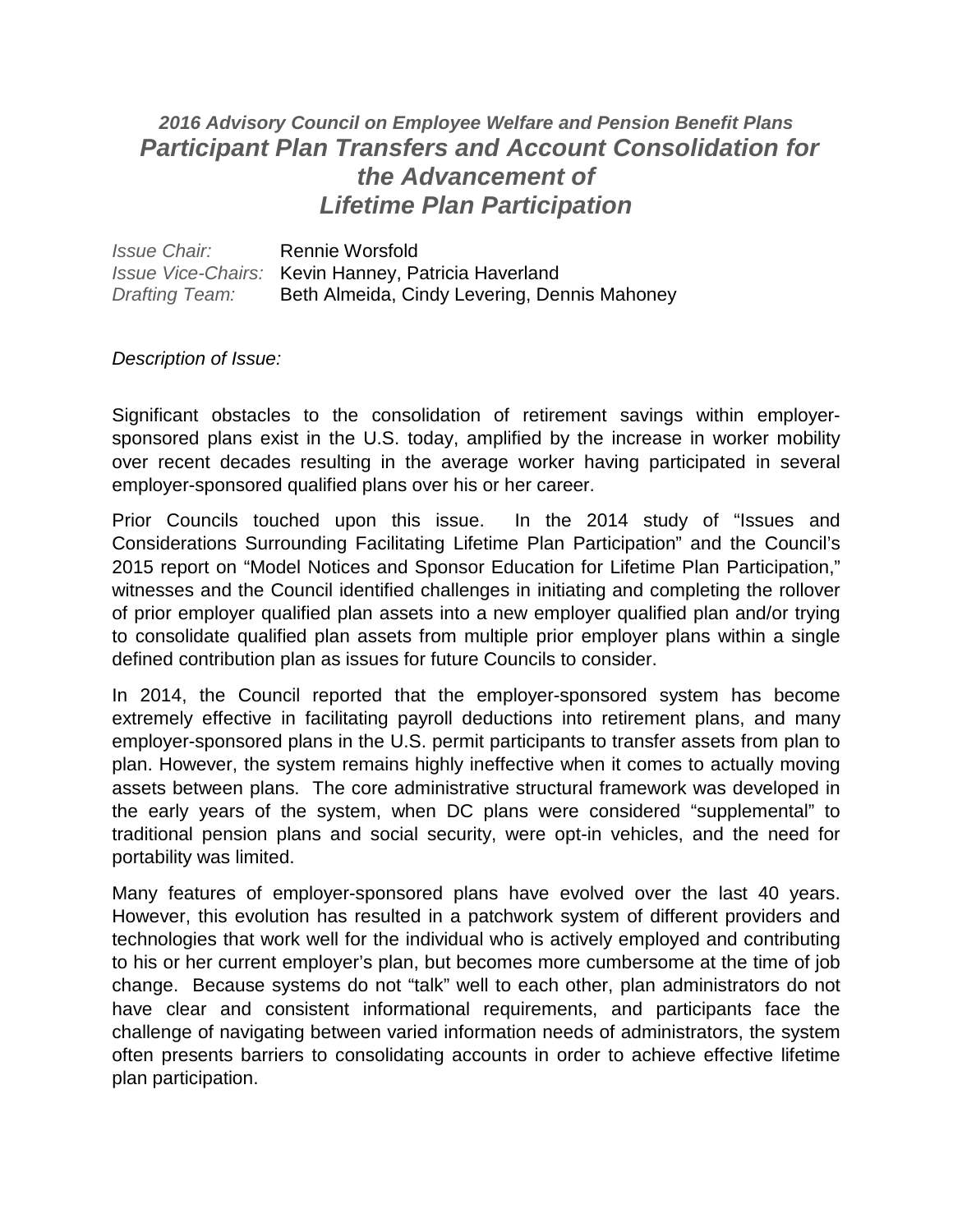*2016 Advisory Council on Employee Welfare and Pension Benefit Plans*

# *Participant Plan Transfers and Account Consolidation for the Advancement of Lifetime Plan Participation*

*Issue Chair:* Rennie Worsfold
*Issue Vice-Chairs:* Kevin Hanney, Patricia Haverland
*Drafting Team:* Beth Almeida, Cindy Levering, Dennis Mahoney

*Description of Issue:*

Significant obstacles to the consolidation of retirement savings within employer-sponsored plans exist in the U.S. today, amplified by the increase in worker mobility over recent decades resulting in the average worker having participated in several employer-sponsored qualified plans over his or her career.

Prior Councils touched upon this issue. In the 2014 study of "Issues and Considerations Surrounding Facilitating Lifetime Plan Participation" and the Council's 2015 report on "Model Notices and Sponsor Education for Lifetime Plan Participation," witnesses and the Council identified challenges in initiating and completing the rollover of prior employer qualified plan assets into a new employer qualified plan and/or trying to consolidate qualified plan assets from multiple prior employer plans within a single defined contribution plan as issues for future Councils to consider.

In 2014, the Council reported that the employer-sponsored system has become extremely effective in facilitating payroll deductions into retirement plans, and many employer-sponsored plans in the U.S. permit participants to transfer assets from plan to plan. However, the system remains highly ineffective when it comes to actually moving assets between plans. The core administrative structural framework was developed in the early years of the system, when DC plans were considered "supplemental" to traditional pension plans and social security, were opt-in vehicles, and the need for portability was limited.

Many features of employer-sponsored plans have evolved over the last 40 years. However, this evolution has resulted in a patchwork system of different providers and technologies that work well for the individual who is actively employed and contributing to his or her current employer's plan, but becomes more cumbersome at the time of job change. Because systems do not "talk" well to each other, plan administrators do not have clear and consistent informational requirements, and participants face the challenge of navigating between varied information needs of administrators, the system often presents barriers to consolidating accounts in order to achieve effective lifetime plan participation.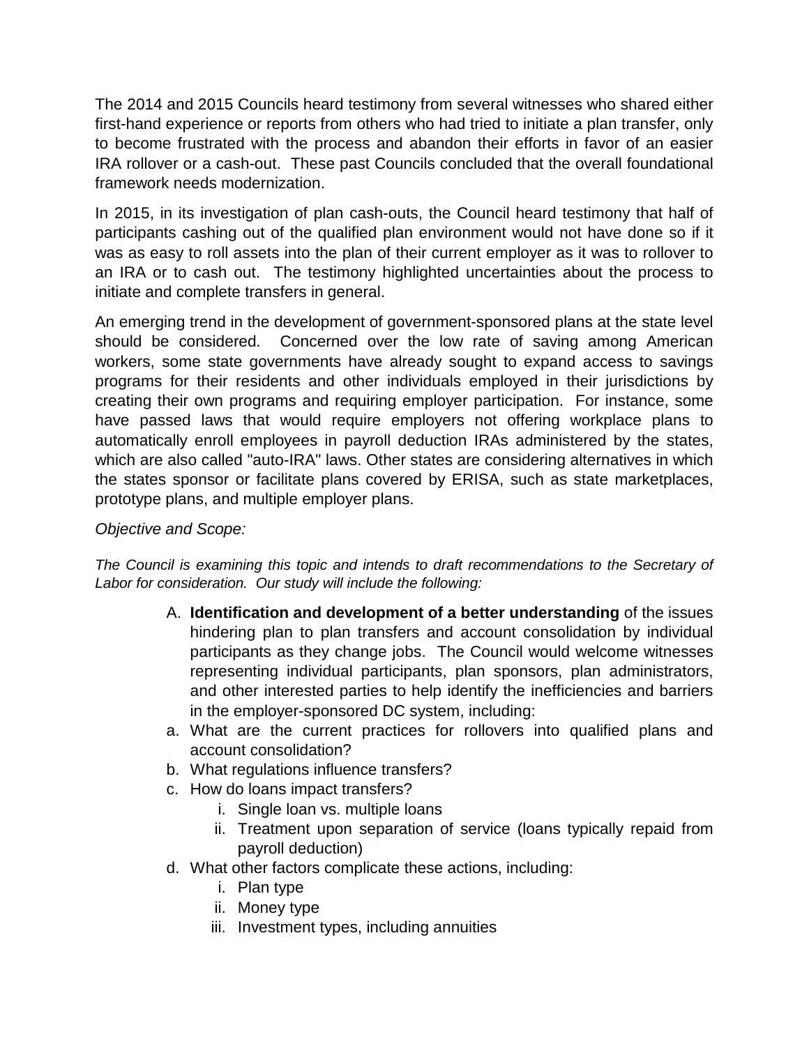The 2014 and 2015 Councils heard testimony from several witnesses who shared either first-hand experience or reports from others who had tried to initiate a plan transfer, only to become frustrated with the process and abandon their efforts in favor of an easier IRA rollover or a cash-out. These past Councils concluded that the overall foundational framework needs modernization.

In 2015, in its investigation of plan cash-outs, the Council heard testimony that half of participants cashing out of the qualified plan environment would not have done so if it was as easy to roll assets into the plan of their current employer as it was to rollover to an IRA or to cash out. The testimony highlighted uncertainties about the process to initiate and complete transfers in general.

An emerging trend in the development of government-sponsored plans at the state level should be considered. Concerned over the low rate of saving among American workers, some state governments have already sought to expand access to savings programs for their residents and other individuals employed in their jurisdictions by creating their own programs and requiring employer participation. For instance, some have passed laws that would require employers not offering workplace plans to automatically enroll employees in payroll deduction IRAs administered by the states, which are also called "auto-IRA" laws. Other states are considering alternatives in which the states sponsor or facilitate plans covered by ERISA, such as state marketplaces, prototype plans, and multiple employer plans.

*Objective and Scope:*

*The Council is examining this topic and intends to draft recommendations to the Secretary of Labor for consideration. Our study will include the following:*

A. **Identification and development of a better understanding** of the issues hindering plan to plan transfers and account consolidation by individual participants as they change jobs. The Council would welcome witnesses representing individual participants, plan sponsors, plan administrators, and other interested parties to help identify the inefficiencies and barriers in the employer-sponsored DC system, including:

a. What are the current practices for rollovers into qualified plans and account consolidation?
b. What regulations influence transfers?
c. How do loans impact transfers?
    i. Single loan vs. multiple loans
    ii. Treatment upon separation of service (loans typically repaid from payroll deduction)
d. What other factors complicate these actions, including:
    i. Plan type
    ii. Money type
    iii. Investment types, including annuities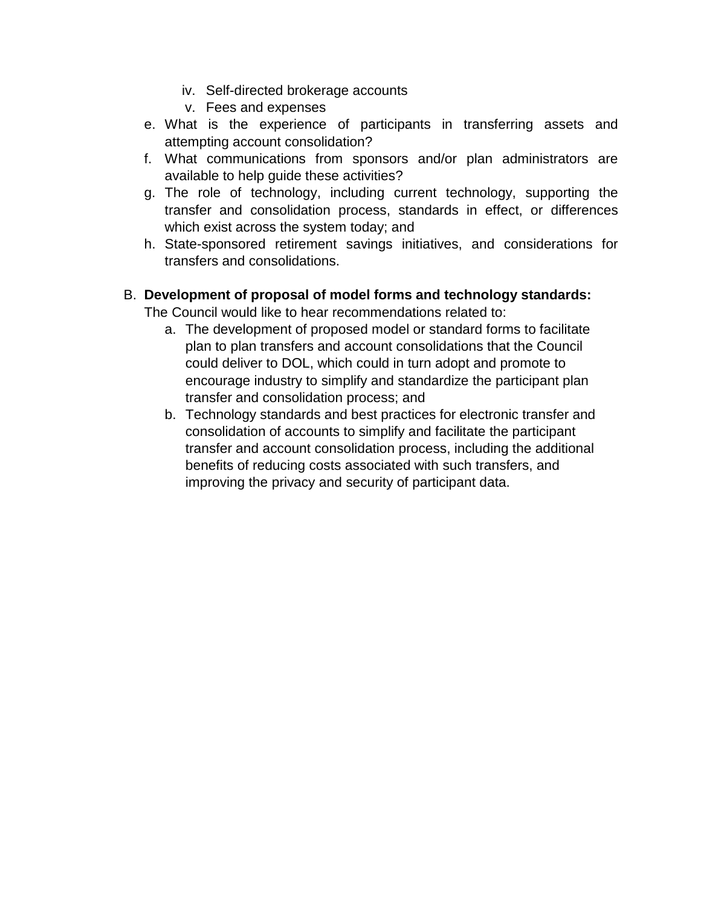- iv. Self-directed brokerage accounts
   - v. Fees and expenses

e. What is the experience of participants in transferring assets and attempting account consolidation?

f. What communications from sponsors and/or plan administrators are available to help guide these activities?

g. The role of technology, including current technology, supporting the transfer and consolidation process, standards in effect, or differences which exist across the system today; and

h. State-sponsored retirement savings initiatives, and considerations for transfers and consolidations.

B. **Development of proposal of model forms and technology standards:** The Council would like to hear recommendations related to:

   a. The development of proposed model or standard forms to facilitate plan to plan transfers and account consolidations that the Council could deliver to DOL, which could in turn adopt and promote to encourage industry to simplify and standardize the participant plan transfer and consolidation process; and

   b. Technology standards and best practices for electronic transfer and consolidation of accounts to simplify and facilitate the participant transfer and account consolidation process, including the additional benefits of reducing costs associated with such transfers, and improving the privacy and security of participant data.